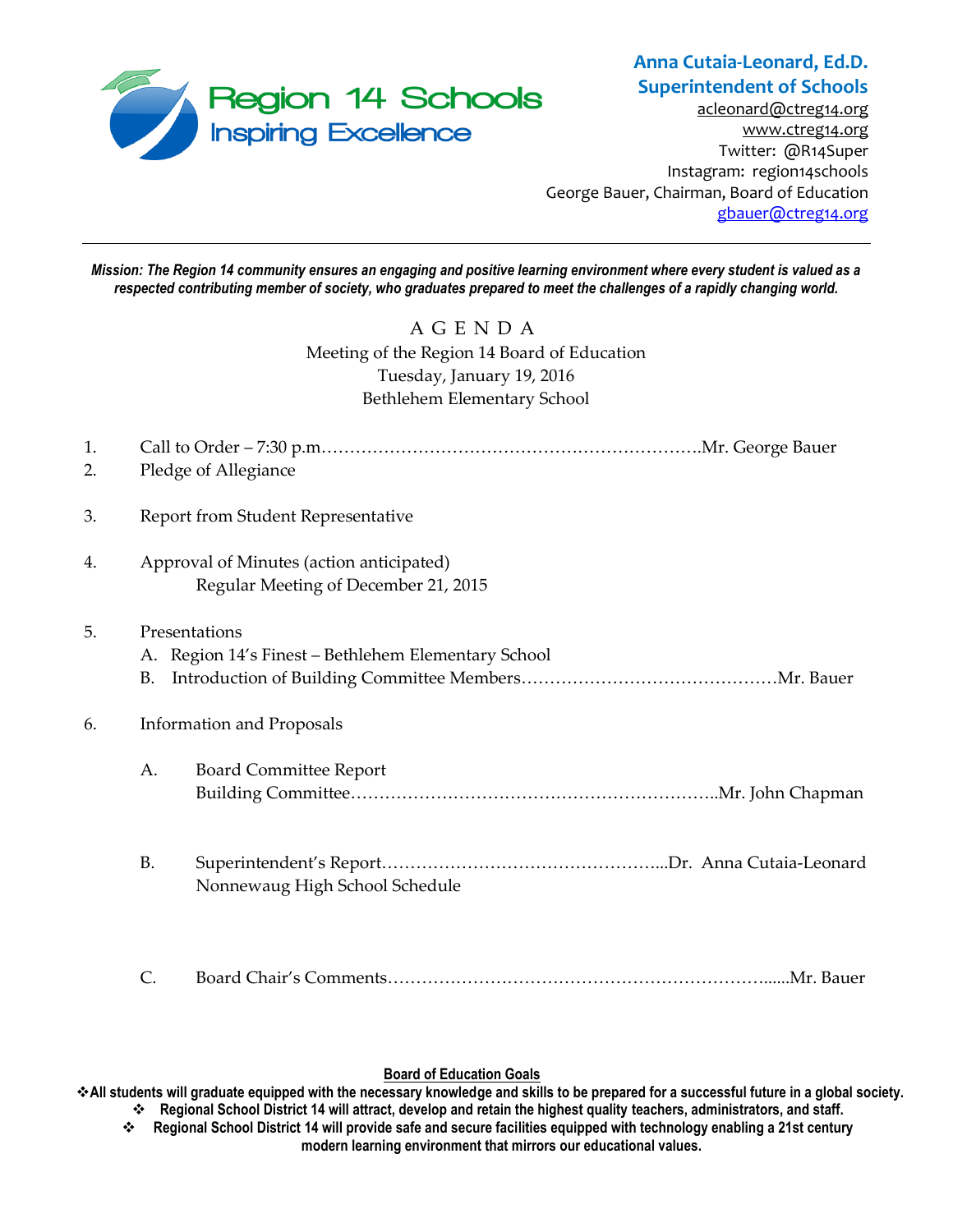Region 14 Schools
Inspiring Excellence

**Anna Cutaia-Leonard, Ed.D.**
**Superintendent of Schools**
acleonard@ctreg14.org
www.ctreg14.org
Twitter: @R14Super
Instagram: region14schools
George Bauer, Chairman, Board of Education
gbauer@ctreg14.org

---

***Mission: The Region 14 community ensures an engaging and positive learning environment where every student is valued as a respected contributing member of society, who graduates prepared to meet the challenges of a rapidly changing world.***

# A G E N D A

Meeting of the Region 14 Board of Education
Tuesday, January 19, 2016
Bethlehem Elementary School

1. Call to Order – 7:30 p.m.………………………………………………………….Mr. George Bauer
2. Pledge of Allegiance
3. Report from Student Representative
4. Approval of Minutes (action anticipated)
   Regular Meeting of December 21, 2015
5. Presentations
   A. Region 14's Finest – Bethlehem Elementary School
   B. Introduction of Building Committee Members………………………………………Mr. Bauer
6. Information and Proposals
   A. Board Committee Report
      Building Committee………………………………………………………..Mr. John Chapman
   B. Superintendent's Report…………………………………………...Dr. Anna Cutaia-Leonard
      Nonnewaug High School Schedule
   C. Board Chair's Comments……………………………………………………….....Mr. Bauer

**Board of Education Goals**

- **All students will graduate equipped with the necessary knowledge and skills to be prepared for a successful future in a global society.**
- **Regional School District 14 will attract, develop and retain the highest quality teachers, administrators, and staff.**
- **Regional School District 14 will provide safe and secure facilities equipped with technology enabling a 21st century modern learning environment that mirrors our educational values.**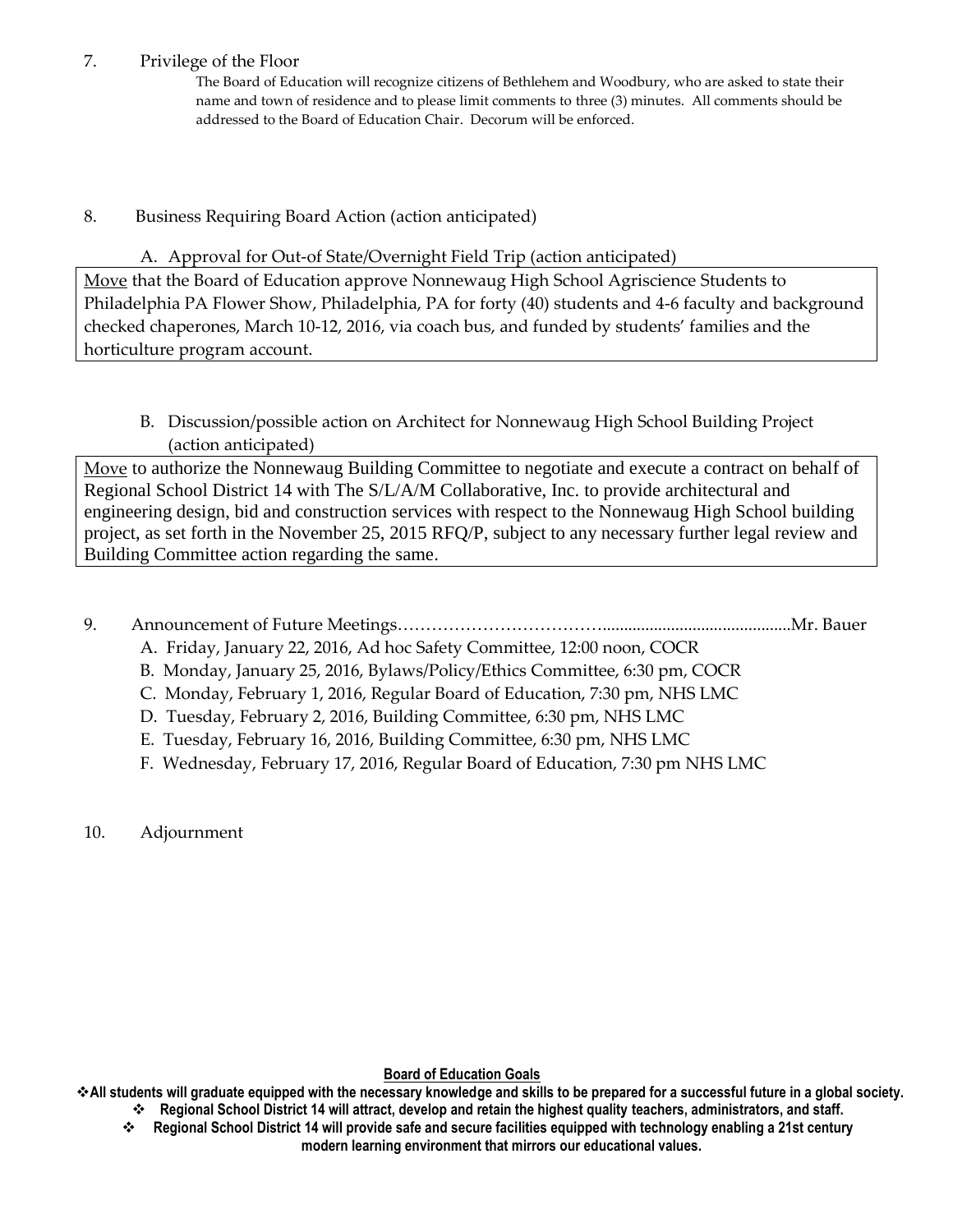7. Privilege of the Floor

   The Board of Education will recognize citizens of Bethlehem and Woodbury, who are asked to state their name and town of residence and to please limit comments to three (3) minutes. All comments should be addressed to the Board of Education Chair. Decorum will be enforced.

8. Business Requiring Board Action (action anticipated)

   A. Approval for Out-of State/Overnight Field Trip (action anticipated)

   Move that the Board of Education approve Nonnewaug High School Agriscience Students to Philadelphia PA Flower Show, Philadelphia, PA for forty (40) students and 4-6 faculty and background checked chaperones, March 10-12, 2016, via coach bus, and funded by students' families and the horticulture program account.

   B. Discussion/possible action on Architect for Nonnewaug High School Building Project (action anticipated)

   Move to authorize the Nonnewaug Building Committee to negotiate and execute a contract on behalf of Regional School District 14 with The S/L/A/M Collaborative, Inc. to provide architectural and engineering design, bid and construction services with respect to the Nonnewaug High School building project, as set forth in the November 25, 2015 RFQ/P, subject to any necessary further legal review and Building Committee action regarding the same.

9. Announcement of Future Meetings……………………………............................................Mr. Bauer

   A. Friday, January 22, 2016, Ad hoc Safety Committee, 12:00 noon, COCR
   B. Monday, January 25, 2016, Bylaws/Policy/Ethics Committee, 6:30 pm, COCR
   C. Monday, February 1, 2016, Regular Board of Education, 7:30 pm, NHS LMC
   D. Tuesday, February 2, 2016, Building Committee, 6:30 pm, NHS LMC
   E. Tuesday, February 16, 2016, Building Committee, 6:30 pm, NHS LMC
   F. Wednesday, February 17, 2016, Regular Board of Education, 7:30 pm NHS LMC

10. Adjournment

**Board of Education Goals**

- **All students will graduate equipped with the necessary knowledge and skills to be prepared for a successful future in a global society.**
- **Regional School District 14 will attract, develop and retain the highest quality teachers, administrators, and staff.**
- **Regional School District 14 will provide safe and secure facilities equipped with technology enabling a 21st century modern learning environment that mirrors our educational values.**